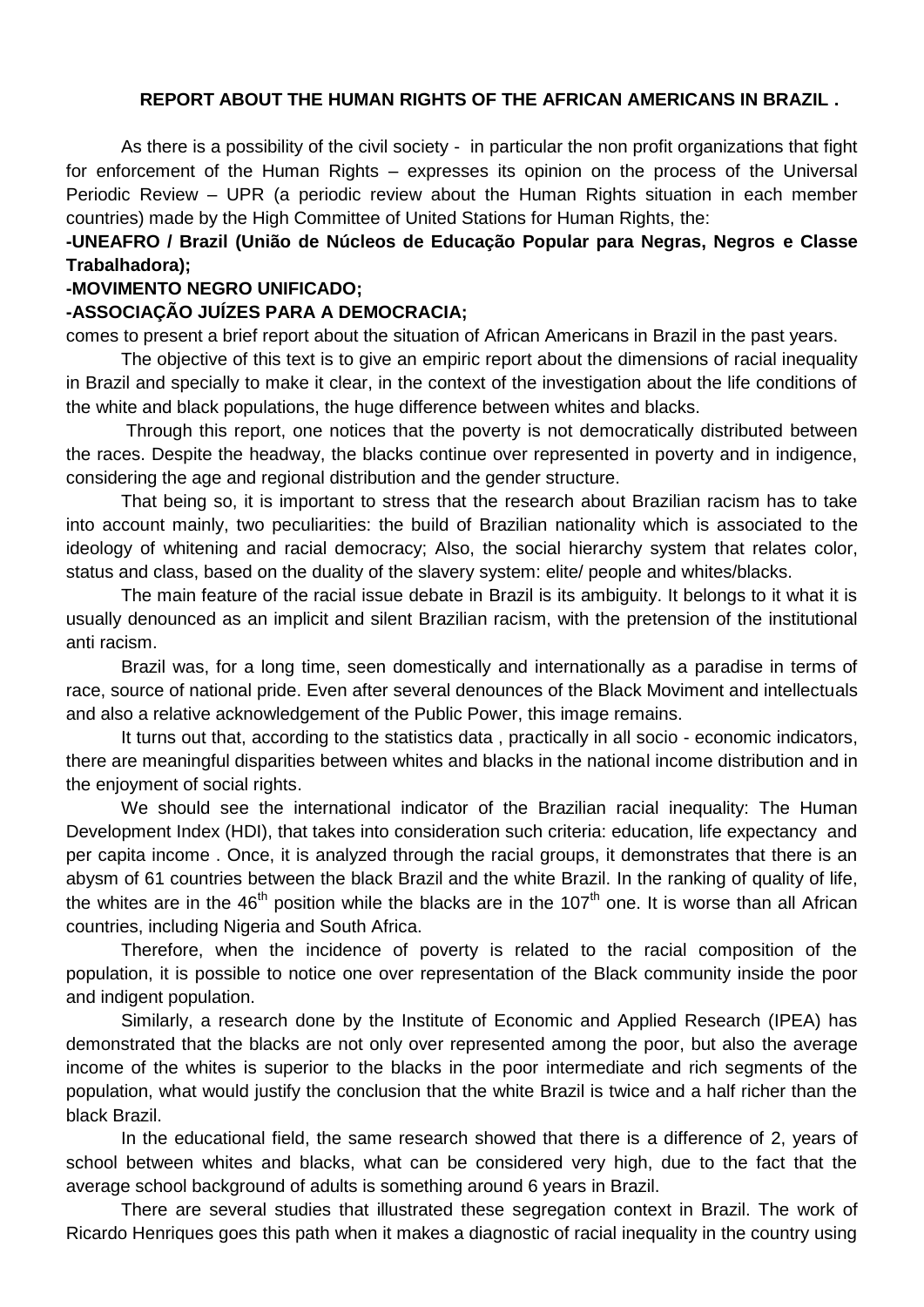**REPORT ABOUT THE HUMAN RIGHTS OF THE AFRICAN AMERICANS IN BRAZIL .**

As there is a possibility of the civil society - in particular the non profit organizations that fight for enforcement of the Human Rights – expresses its opinion on the process of the Universal Periodic Review – UPR (a periodic review about the Human Rights situation in each member countries) made by the High Committee of United Stations for Human Rights, the:

**-UNEAFRO / Brazil (União de Núcleos de Educação Popular para Negras, Negros e Classe Trabalhadora);**

**-MOVIMENTO NEGRO UNIFICADO;**

**-ASSOCIAÇÃO JUÍZES PARA A DEMOCRACIA;**

comes to present a brief report about the situation of African Americans in Brazil in the past years.

The objective of this text is to give an empiric report about the dimensions of racial inequality in Brazil and specially to make it clear, in the context of the investigation about the life conditions of the white and black populations, the huge difference between whites and blacks.

Through this report, one notices that the poverty is not democratically distributed between the races. Despite the headway, the blacks continue over represented in poverty and in indigence, considering the age and regional distribution and the gender structure.

That being so, it is important to stress that the research about Brazilian racism has to take into account mainly, two peculiarities: the build of Brazilian nationality which is associated to the ideology of whitening and racial democracy; Also, the social hierarchy system that relates color, status and class, based on the duality of the slavery system: elite/ people and whites/blacks.

The main feature of the racial issue debate in Brazil is its ambiguity. It belongs to it what it is usually denounced as an implicit and silent Brazilian racism, with the pretension of the institutional anti racism.

Brazil was, for a long time, seen domestically and internationally as a paradise in terms of race, source of national pride. Even after several denounces of the Black Moviment and intellectuals and also a relative acknowledgement of the Public Power, this image remains.

It turns out that, according to the statistics data , practically in all socio - economic indicators, there are meaningful disparities between whites and blacks in the national income distribution and in the enjoyment of social rights.

We should see the international indicator of the Brazilian racial inequality: The Human Development Index (HDI), that takes into consideration such criteria: education, life expectancy and per capita income . Once, it is analyzed through the racial groups, it demonstrates that there is an abysm of 61 countries between the black Brazil and the white Brazil. In the ranking of quality of life, the whites are in the 46th position while the blacks are in the 107th one. It is worse than all African countries, including Nigeria and South Africa.

Therefore, when the incidence of poverty is related to the racial composition of the population, it is possible to notice one over representation of the Black community inside the poor and indigent population.

Similarly, a research done by the Institute of Economic and Applied Research (IPEA) has demonstrated that the blacks are not only over represented among the poor, but also the average income of the whites is superior to the blacks in the poor intermediate and rich segments of the population, what would justify the conclusion that the white Brazil is twice and a half richer than the black Brazil.

In the educational field, the same research showed that there is a difference of 2, years of school between whites and blacks, what can be considered very high, due to the fact that the average school background of adults is something around 6 years in Brazil.

There are several studies that illustrated these segregation context in Brazil. The work of Ricardo Henriques goes this path when it makes a diagnostic of racial inequality in the country using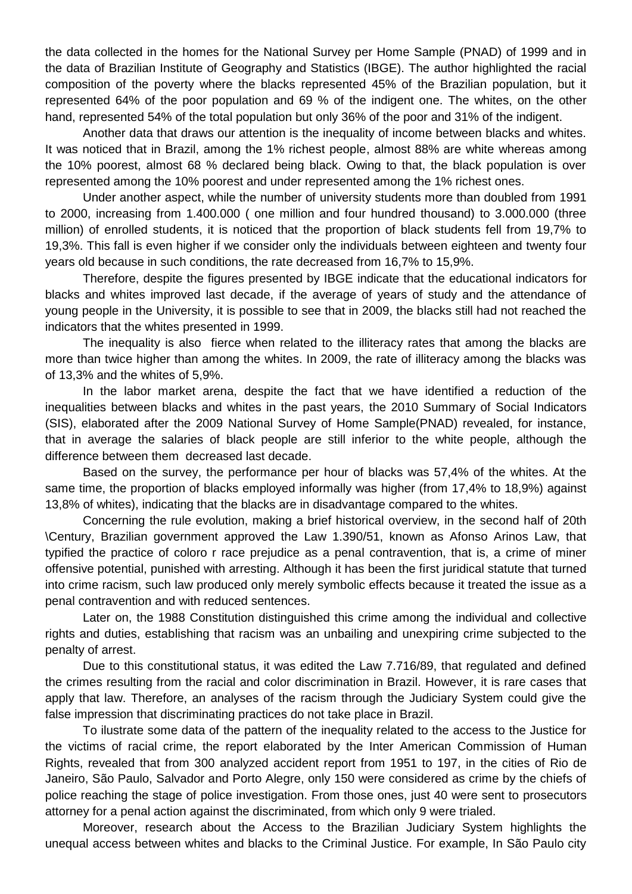the data collected in the homes for the National Survey per Home Sample (PNAD) of 1999 and in the data of Brazilian Institute of Geography and Statistics (IBGE). The author highlighted the racial composition of the poverty where the blacks represented 45% of the Brazilian population, but it represented 64% of the poor population and 69 % of the indigent one. The whites, on the other hand, represented 54% of the total population but only 36% of the poor and 31% of the indigent.

Another data that draws our attention is the inequality of income between blacks and whites. It was noticed that in Brazil, among the 1% richest people, almost 88% are white whereas among the 10% poorest, almost 68 % declared being black. Owing to that, the black population is over represented among the 10% poorest and under represented among the 1% richest ones.

Under another aspect, while the number of university students more than doubled from 1991 to 2000, increasing from 1.400.000 ( one million and four hundred thousand) to 3.000.000 (three million) of enrolled students, it is noticed that the proportion of black students fell from 19,7% to 19,3%. This fall is even higher if we consider only the individuals between eighteen and twenty four years old because in such conditions, the rate decreased from 16,7% to 15,9%.

Therefore, despite the figures presented by IBGE indicate that the educational indicators for blacks and whites improved last decade, if the average of years of study and the attendance of young people in the University, it is possible to see that in 2009, the blacks still had not reached the indicators that the whites presented in 1999.

The inequality is also fierce when related to the illiteracy rates that among the blacks are more than twice higher than among the whites. In 2009, the rate of illiteracy among the blacks was of 13,3% and the whites of 5,9%.

In the labor market arena, despite the fact that we have identified a reduction of the inequalities between blacks and whites in the past years, the 2010 Summary of Social Indicators (SIS), elaborated after the 2009 National Survey of Home Sample(PNAD) revealed, for instance, that in average the salaries of black people are still inferior to the white people, although the difference between them decreased last decade.

Based on the survey, the performance per hour of blacks was 57,4% of the whites. At the same time, the proportion of blacks employed informally was higher (from 17,4% to 18,9%) against 13,8% of whites), indicating that the blacks are in disadvantage compared to the whites.

Concerning the rule evolution, making a brief historical overview, in the second half of 20th \Century, Brazilian government approved the Law 1.390/51, known as Afonso Arinos Law, that typified the practice of coloro r race prejudice as a penal contravention, that is, a crime of miner offensive potential, punished with arresting. Although it has been the first juridical statute that turned into crime racism, such law produced only merely symbolic effects because it treated the issue as a penal contravention and with reduced sentences.

Later on, the 1988 Constitution distinguished this crime among the individual and collective rights and duties, establishing that racism was an unbailing and unexpiring crime subjected to the penalty of arrest.

Due to this constitutional status, it was edited the Law 7.716/89, that regulated and defined the crimes resulting from the racial and color discrimination in Brazil. However, it is rare cases that apply that law. Therefore, an analyses of the racism through the Judiciary System could give the false impression that discriminating practices do not take place in Brazil.

To ilustrate some data of the pattern of the inequality related to the access to the Justice for the victims of racial crime, the report elaborated by the Inter American Commission of Human Rights, revealed that from 300 analyzed accident report from 1951 to 197, in the cities of Rio de Janeiro, São Paulo, Salvador and Porto Alegre, only 150 were considered as crime by the chiefs of police reaching the stage of police investigation. From those ones, just 40 were sent to prosecutors attorney for a penal action against the discriminated, from which only 9 were trialed.

Moreover, research about the Access to the Brazilian Judiciary System highlights the unequal access between whites and blacks to the Criminal Justice. For example, In São Paulo city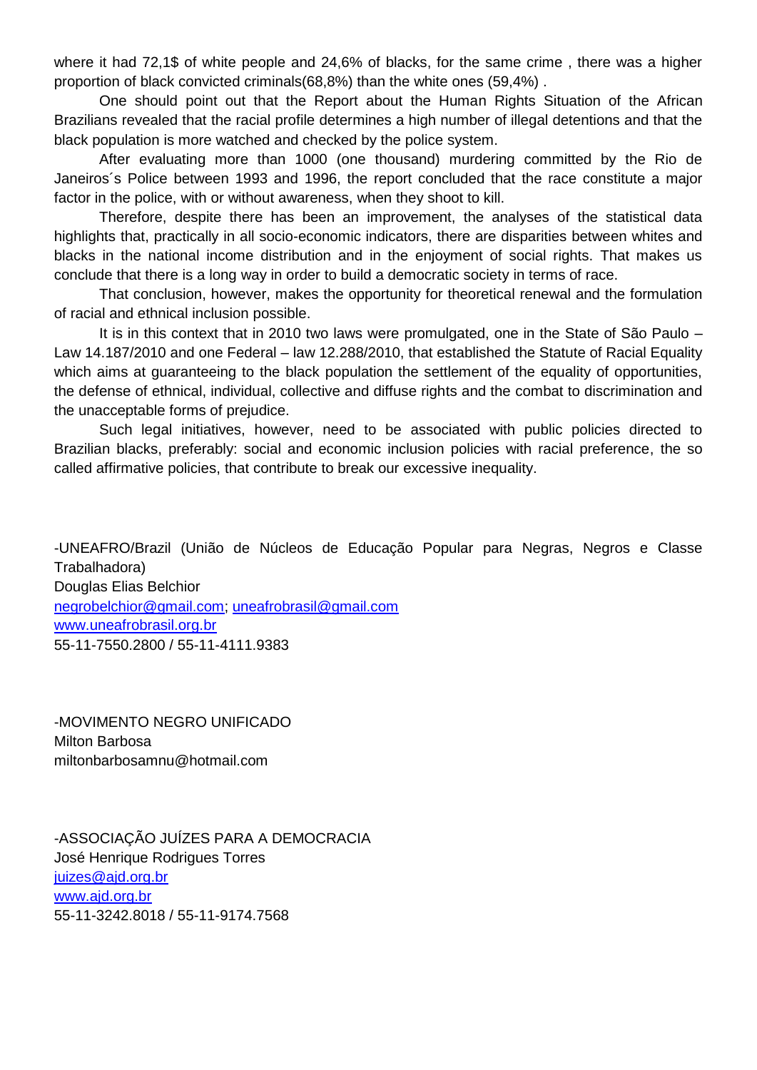where it had 72,1$ of white people and 24,6% of blacks, for the same crime , there was a higher proportion of black convicted criminals(68,8%) than the white ones (59,4%) .

One should point out that the Report about the Human Rights Situation of the African Brazilians revealed that the racial profile determines a high number of illegal detentions and that the black population is more watched and checked by the police system.

After evaluating more than 1000 (one thousand) murdering committed by the Rio de Janeiros´s Police between 1993 and 1996, the report concluded that the race constitute a major factor in the police, with or without awareness, when they shoot to kill.

Therefore, despite there has been an improvement, the analyses of the statistical data highlights that, practically in all socio-economic indicators, there are disparities between whites and blacks in the national income distribution and in the enjoyment of social rights. That makes us conclude that there is a long way in order to build a democratic society in terms of race.

That conclusion, however, makes the opportunity for theoretical renewal and the formulation of racial and ethnical inclusion possible.

It is in this context that in 2010 two laws were promulgated, one in the State of São Paulo – Law 14.187/2010 and one Federal – law 12.288/2010, that established the Statute of Racial Equality which aims at guaranteeing to the black population the settlement of the equality of opportunities, the defense of ethnical, individual, collective and diffuse rights and the combat to discrimination and the unacceptable forms of prejudice.

Such legal initiatives, however, need to be associated with public policies directed to Brazilian blacks, preferably: social and economic inclusion policies with racial preference, the so called affirmative policies, that contribute to break our excessive inequality.

-UNEAFRO/Brazil (União de Núcleos de Educação Popular para Negras, Negros e Classe Trabalhadora)
Douglas Elias Belchior
negrobelchior@gmail.com; uneafrobrasil@gmail.com
www.uneafrobrasil.org.br
55-11-7550.2800 / 55-11-4111.9383

-MOVIMENTO NEGRO UNIFICADO
Milton Barbosa
miltonbarbosamnu@hotmail.com

-ASSOCIAÇÃO JUÍZES PARA A DEMOCRACIA
José Henrique Rodrigues Torres
juizes@ajd.org.br
www.ajd.org.br
55-11-3242.8018 / 55-11-9174.7568